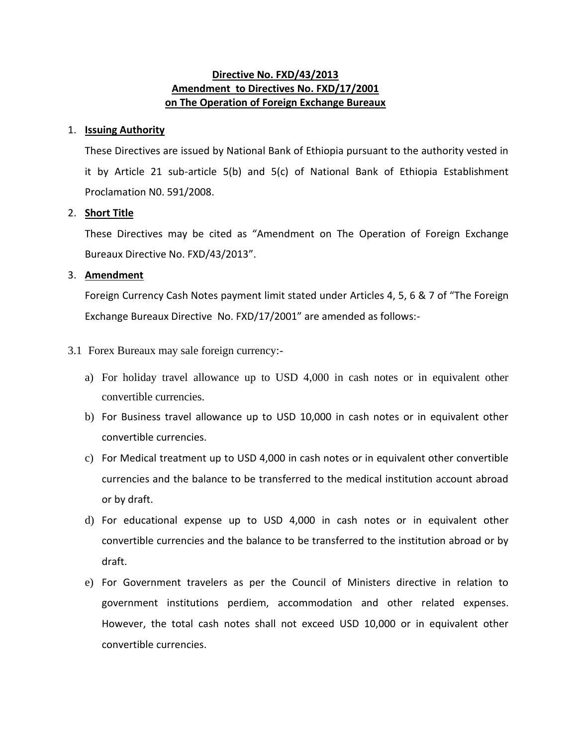**Directive No. FXD/43/2013**
**Amendment to Directives No. FXD/17/2001**
**on The Operation of Foreign Exchange Bureaux**

1. **Issuing Authority**

   These Directives are issued by National Bank of Ethiopia pursuant to the authority vested in it by Article 21 sub-article 5(b) and 5(c) of National Bank of Ethiopia Establishment Proclamation N0. 591/2008.

2. **Short Title**

   These Directives may be cited as "Amendment on The Operation of Foreign Exchange Bureaux Directive No. FXD/43/2013".

3. **Amendment**

   Foreign Currency Cash Notes payment limit stated under Articles 4, 5, 6 & 7 of "The Foreign Exchange Bureaux Directive No. FXD/17/2001" are amended as follows:-

3.1 Forex Bureaux may sale foreign currency:-

a) For holiday travel allowance up to USD 4,000 in cash notes or in equivalent other convertible currencies.

b) For Business travel allowance up to USD 10,000 in cash notes or in equivalent other convertible currencies.

c) For Medical treatment up to USD 4,000 in cash notes or in equivalent other convertible currencies and the balance to be transferred to the medical institution account abroad or by draft.

d) For educational expense up to USD 4,000 in cash notes or in equivalent other convertible currencies and the balance to be transferred to the institution abroad or by draft.

e) For Government travelers as per the Council of Ministers directive in relation to government institutions perdiem, accommodation and other related expenses. However, the total cash notes shall not exceed USD 10,000 or in equivalent other convertible currencies.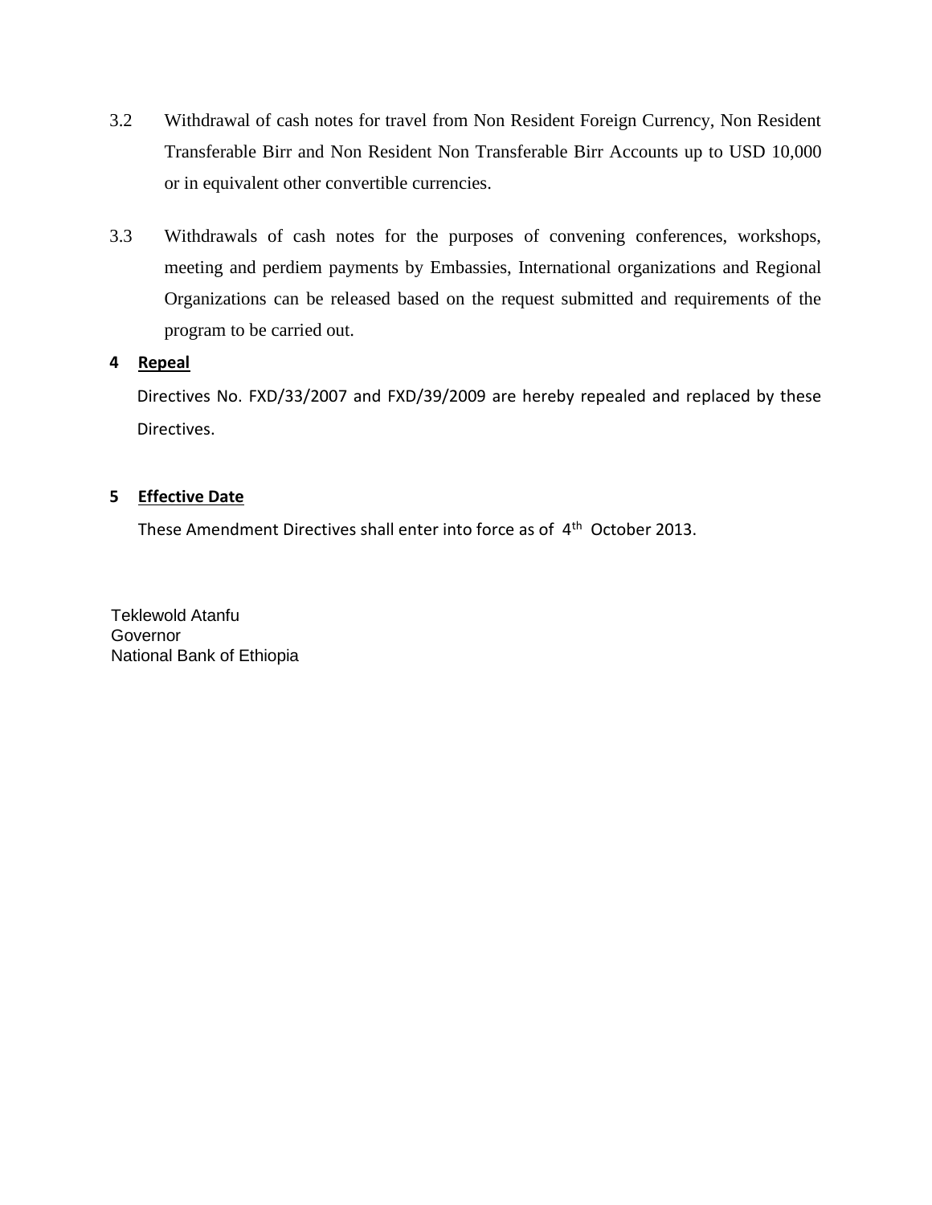3.2 Withdrawal of cash notes for travel from Non Resident Foreign Currency, Non Resident Transferable Birr and Non Resident Non Transferable Birr Accounts up to USD 10,000 or in equivalent other convertible currencies.

3.3 Withdrawals of cash notes for the purposes of convening conferences, workshops, meeting and perdiem payments by Embassies, International organizations and Regional Organizations can be released based on the request submitted and requirements of the program to be carried out.

## 4 Repeal

Directives No. FXD/33/2007 and FXD/39/2009 are hereby repealed and replaced by these Directives.

## 5 Effective Date

These Amendment Directives shall enter into force as of 4th October 2013.

Teklewold Atanfu
Governor
National Bank of Ethiopia